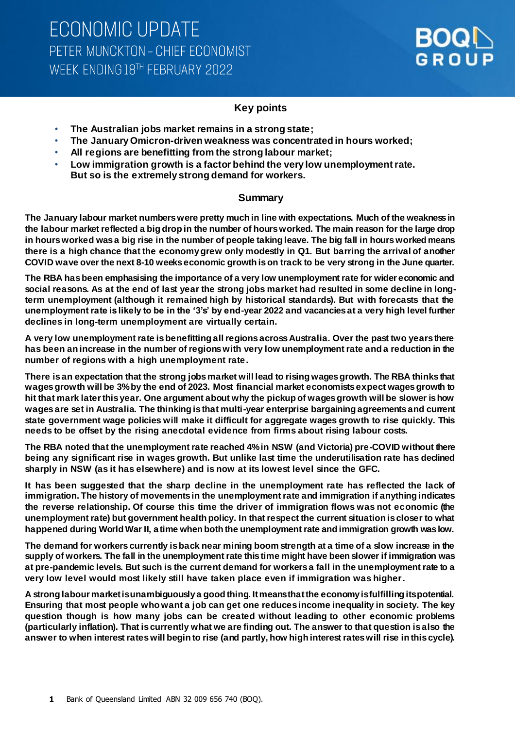# ECONOMIC UPDATE

## PETER MUNCKTON – CHIEF ECONOMIST

## WEEK ENDING 18TH FEBRUARY 2022

BOQ GROUP

### Key points

- **The Australian jobs market remains in a strong state;**
- **The January Omicron-driven weakness was concentrated in hours worked;**
- **All regions are benefitting from the strong labour market;**
- **Low immigration growth is a factor behind the very low unemployment rate. But so is the extremely strong demand for workers.**

### Summary

**The January labour market numbers were pretty much in line with expectations. Much of the weakness in the labour market reflected a big drop in the number of hours worked. The main reason for the large drop in hours worked was a big rise in the number of people taking leave. The big fall in hours worked means there is a high chance that the economy grew only modestly in Q1. But barring the arrival of another COVID wave over the next 8-10 weeks economic growth is on track to be very strong in the June quarter.**

**The RBA has been emphasising the importance of a very low unemployment rate for wider economic and social reasons. As at the end of last year the strong jobs market had resulted in some decline in long-term unemployment (although it remained high by historical standards). But with forecasts that the unemployment rate is likely to be in the '3's' by end-year 2022 and vacancies at a very high level further declines in long-term unemployment are virtually certain.**

**A very low unemployment rate is benefitting all regions across Australia. Over the past two years there has been an increase in the number of regions with very low unemployment rate and a reduction in the number of regions with a high unemployment rate.**

**There is an expectation that the strong jobs market will lead to rising wages growth. The RBA thinks that wages growth will be 3% by the end of 2023. Most financial market economists expect wages growth to hit that mark later this year. One argument about why the pickup of wages growth will be slower is how wages are set in Australia. The thinking is that multi-year enterprise bargaining agreements and current state government wage policies will make it difficult for aggregate wages growth to rise quickly. This needs to be offset by the rising anecdotal evidence from firms about rising labour costs.**

**The RBA noted that the unemployment rate reached 4% in NSW (and Victoria) pre-COVID without there being any significant rise in wages growth. But unlike last time the underutilisation rate has declined sharply in NSW (as it has elsewhere) and is now at its lowest level since the GFC.**

**It has been suggested that the sharp decline in the unemployment rate has reflected the lack of immigration. The history of movements in the unemployment rate and immigration if anything indicates the reverse relationship. Of course this time the driver of immigration flows was not economic (the unemployment rate) but government health policy. In that respect the current situation is closer to what happened during World War II, a time when both the unemployment rate and immigration growth was low.**

**The demand for workers currently is back near mining boom strength at a time of a slow increase in the supply of workers. The fall in the unemployment rate this time might have been slower if immigration was at pre-pandemic levels. But such is the current demand for workers a fall in the unemployment rate to a very low level would most likely still have taken place even if immigration was higher.**

**A strong labour market is unambiguously a good thing. It means that the economy is fulfilling its potential. Ensuring that most people who want a job can get one reduces income inequality in society. The key question though is how many jobs can be created without leading to other economic problems (particularly inflation). That is currently what we are finding out. The answer to that question is also the answer to when interest rates will begin to rise (and partly, how high interest rates will rise in this cycle).**

Bank of Queensland Limited ABN 32 009 656 740 (BOQ).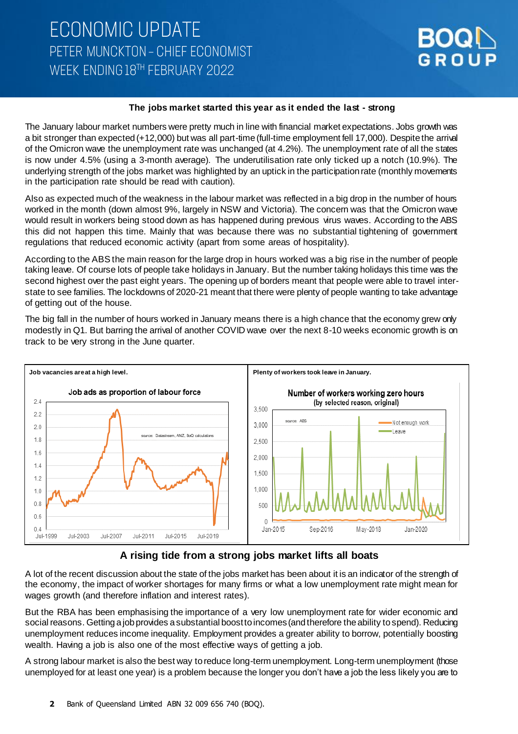# ECONOMIC UPDATE

## PETER MUNCKTON – CHIEF ECONOMIST

## WEEK ENDING 18TH FEBRUARY 2022

### The jobs market started this year as it ended the last - strong

The January labour market numbers were pretty much in line with financial market expectations. Jobs growth was a bit stronger than expected (+12,000) but was all part-time (full-time employment fell 17,000). Despite the arrival of the Omicron wave the unemployment rate was unchanged (at 4.2%). The unemployment rate of all the states is now under 4.5% (using a 3-month average). The underutilisation rate only ticked up a notch (10.9%). The underlying strength of the jobs market was highlighted by an uptick in the participation rate (monthly movements in the participation rate should be read with caution).

Also as expected much of the weakness in the labour market was reflected in a big drop in the number of hours worked in the month (down almost 9%, largely in NSW and Victoria). The concern was that the Omicron wave would result in workers being stood down as has happened during previous virus waves. According to the ABS this did not happen this time. Mainly that was because there was no substantial tightening of government regulations that reduced economic activity (apart from some areas of hospitality).

According to the ABS the main reason for the large drop in hours worked was a big rise in the number of people taking leave. Of course lots of people take holidays in January. But the number taking holidays this time was the second highest over the past eight years. The opening up of borders meant that people were able to travel inter-state to see families. The lockdowns of 2020-21 meant that there were plenty of people wanting to take advantage of getting out of the house.

The big fall in the number of hours worked in January means there is a high chance that the economy grew only modestly in Q1. But barring the arrival of another COVID wave over the next 8-10 weeks economic growth is on track to be very strong in the June quarter.

**Job vacancies are at a high level.**

**Plenty of workers took leave in January.**

### A rising tide from a strong jobs market lifts all boats

A lot of the recent discussion about the state of the jobs market has been about it is an indicator of the strength of the economy, the impact of worker shortages for many firms or what a low unemployment rate might mean for wages growth (and therefore inflation and interest rates).

But the RBA has been emphasising the importance of a very low unemployment rate for wider economic and social reasons. Getting a job provides a substantial boost to incomes (and therefore the ability to spend). Reducing unemployment reduces income inequality. Employment provides a greater ability to borrow, potentially boosting wealth. Having a job is also one of the most effective ways of getting a job.

A strong labour market is also the best way to reduce long-term unemployment. Long-term unemployment (those unemployed for at least one year) is a problem because the longer you don't have a job the less likely you are to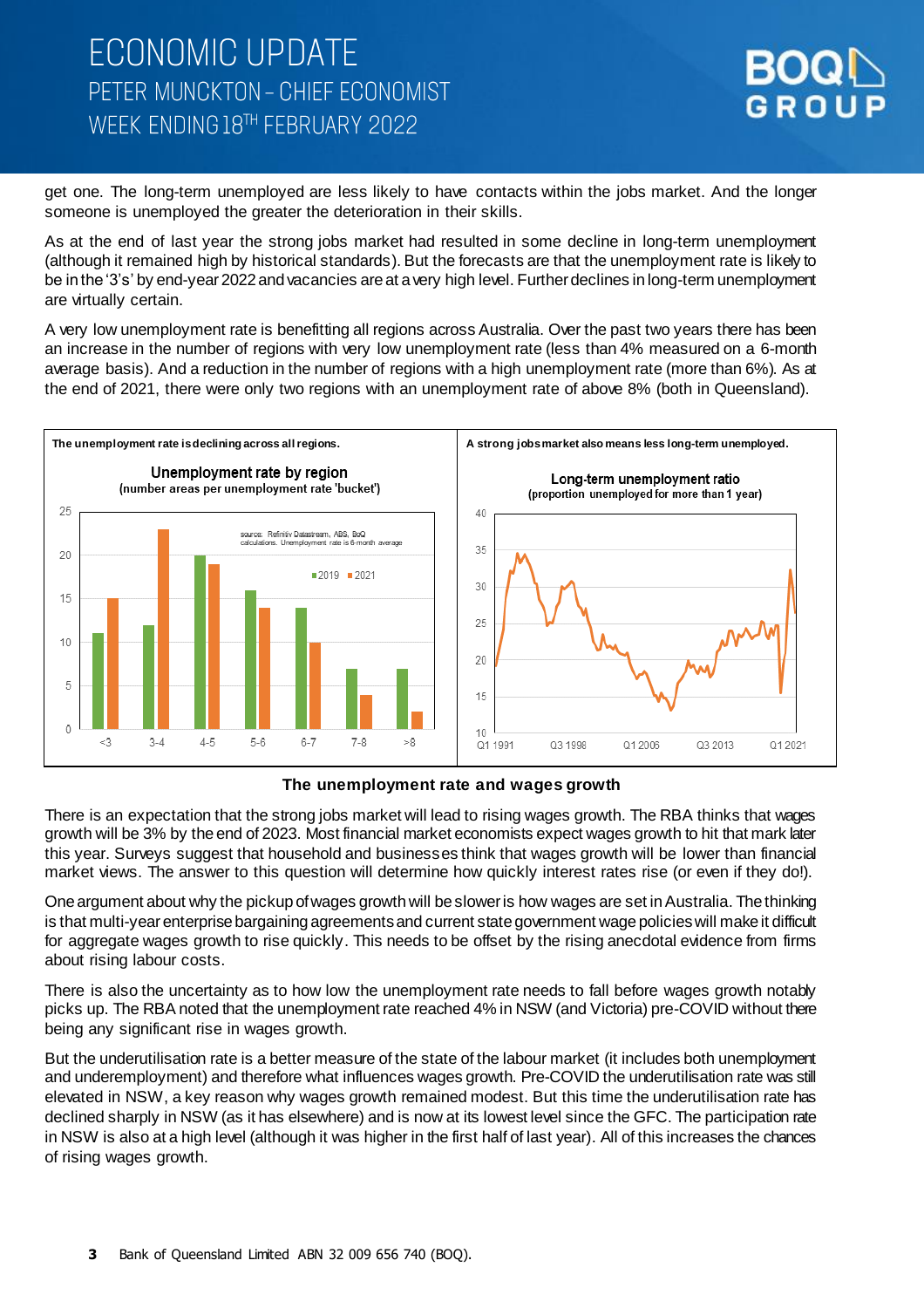get one. The long-term unemployed are less likely to have contacts within the jobs market. And the longer someone is unemployed the greater the deterioration in their skills.

As at the end of last year the strong jobs market had resulted in some decline in long-term unemployment (although it remained high by historical standards). But the forecasts are that the unemployment rate is likely to be in the '3's' by end-year 2022 and vacancies are at a very high level. Further declines in long-term unemployment are virtually certain.

A very low unemployment rate is benefitting all regions across Australia. Over the past two years there has been an increase in the number of regions with very low unemployment rate (less than 4% measured on a 6-month average basis). And a reduction in the number of regions with a high unemployment rate (more than 6%). As at the end of 2021, there were only two regions with an unemployment rate of above 8% (both in Queensland).

**The unemployment rate is declining across all regions.**

**Unemployment rate by region**
(number areas per unemployment rate 'bucket')

source: Refinitiv Datastream, ABS, BoQ calculations. Unemployment rate is 6-month average

| Unemployment rate (%) | 2019 | 2021 |
|---|---|---|
| <3 | 11 | 15 |
| 3-4 | 12 | 23 |
| 4-5 | 20 | 19 |
| 5-6 | 16 | 14 |
| 6-7 | 14 | 10 |
| 7-8 | 7 | 4 |
| >8 | 7 | 2 |

**A strong jobs market also means less long-term unemployed.**

**Long-term unemployment ratio**
(proportion unemployed for more than 1 year)

## The unemployment rate and wages growth

There is an expectation that the strong jobs market will lead to rising wages growth. The RBA thinks that wages growth will be 3% by the end of 2023. Most financial market economists expect wages growth to hit that mark later this year. Surveys suggest that household and businesses think that wages growth will be lower than financial market views. The answer to this question will determine how quickly interest rates rise (or even if they do!).

One argument about why the pickup of wages growth will be slower is how wages are set in Australia. The thinking is that multi-year enterprise bargaining agreements and current state government wage policies will make it difficult for aggregate wages growth to rise quickly. This needs to be offset by the rising anecdotal evidence from firms about rising labour costs.

There is also the uncertainty as to how low the unemployment rate needs to fall before wages growth notably picks up. The RBA noted that the unemployment rate reached 4% in NSW (and Victoria) pre-COVID without there being any significant rise in wages growth.

But the underutilisation rate is a better measure of the state of the labour market (it includes both unemployment and underemployment) and therefore what influences wages growth. Pre-COVID the underutilisation rate was still elevated in NSW, a key reason why wages growth remained modest. But this time the underutilisation rate has declined sharply in NSW (as it has elsewhere) and is now at its lowest level since the GFC. The participation rate in NSW is also at a high level (although it was higher in the first half of last year). All of this increases the chances of rising wages growth.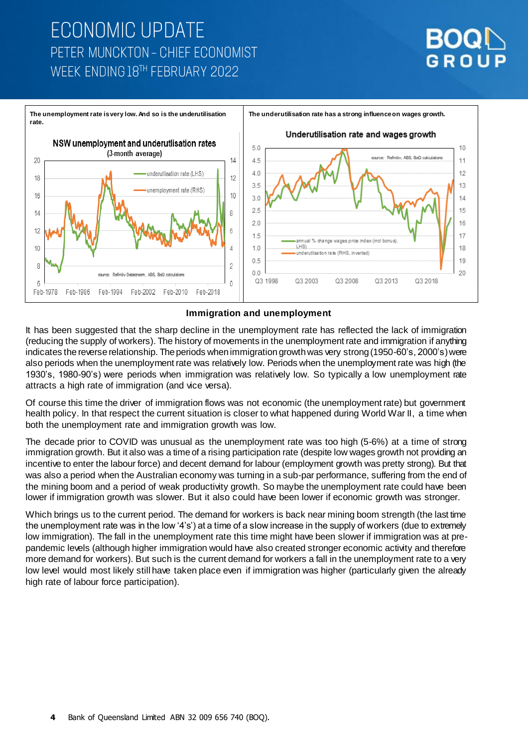The unemployment rate is very low. And so is the underutilisation rate.

The underutilisation rate has a strong influence on wages growth.

**Immigration and unemployment**

It has been suggested that the sharp decline in the unemployment rate has reflected the lack of immigration (reducing the supply of workers). The history of movements in the unemployment rate and immigration if anything indicates the reverse relationship. The periods when immigration growth was very strong (1950-60's, 2000's) were also periods when the unemployment rate was relatively low. Periods when the unemployment rate was high (the 1930's, 1980-90's) were periods when immigration was relatively low. So typically a low unemployment rate attracts a high rate of immigration (and vice versa).

Of course this time the driver of immigration flows was not economic (the unemployment rate) but government health policy. In that respect the current situation is closer to what happened during World War II, a time when both the unemployment rate and immigration growth was low.

The decade prior to COVID was unusual as the unemployment rate was too high (5-6%) at a time of strong immigration growth. But it also was a time of a rising participation rate (despite low wages growth not providing an incentive to enter the labour force) and decent demand for labour (employment growth was pretty strong). But that was also a period when the Australian economy was turning in a sub-par performance, suffering from the end of the mining boom and a period of weak productivity growth. So maybe the unemployment rate could have been lower if immigration growth was slower. But it also could have been lower if economic growth was stronger.

Which brings us to the current period. The demand for workers is back near mining boom strength (the last time the unemployment rate was in the low '4's') at a time of a slow increase in the supply of workers (due to extremely low immigration). The fall in the unemployment rate this time might have been slower if immigration was at pre-pandemic levels (although higher immigration would have also created stronger economic activity and therefore more demand for workers). But such is the current demand for workers a fall in the unemployment rate to a very low level would most likely still have taken place even if immigration was higher (particularly given the already high rate of labour force participation).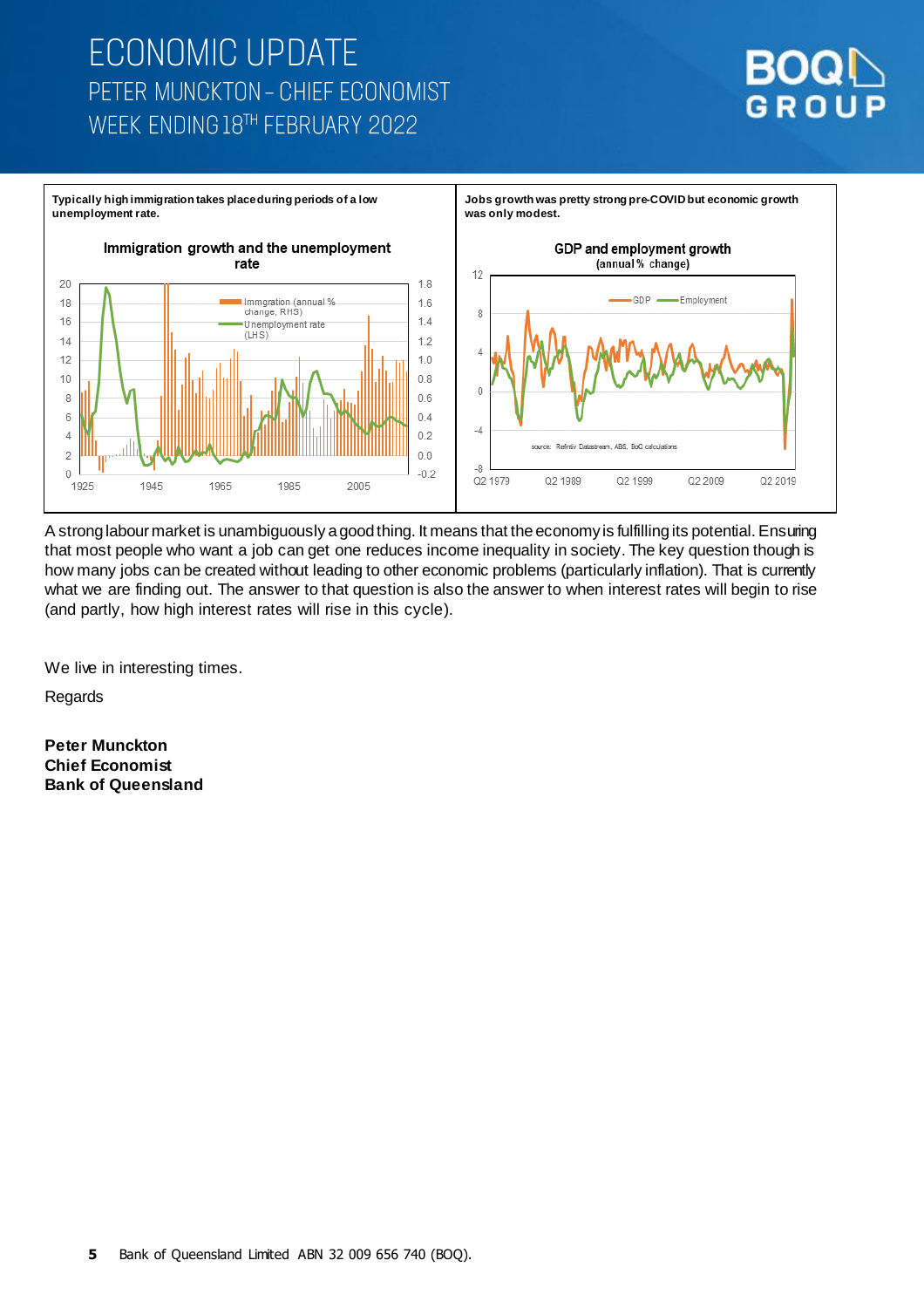# ECONOMIC UPDATE
## PETER MUNCKTON – CHIEF ECONOMIST
## WEEK ENDING 18TH FEBRUARY 2022

**Typically high immigration takes place during periods of a low unemployment rate.**

Immigration growth and the unemployment rate

20
18
16
14
12
10
8
6
4
2
0

1.8
1.6
1.4
1.2
1.0
0.8
0.6
0.4
0.2
0.0
-0.2

1925
1945
1965
1985
2005

Immgration (annual % change, RHS)
Unemployment rate (LHS)

**Jobs growth was pretty strong pre-COVID but economic growth was only modest.**

GDP and employment growth
(annual % change)

12
8
4
0
-4
-8

Q2 1979
Q2 1989
Q2 1999
Q2 2009
Q2 2019

GDP
Employment

source: Refinitiv Datastream, ABS, BoQ calculations

A strong labour market is unambiguously a good thing. It means that the economy is fulfilling its potential. Ensuring that most people who want a job can get one reduces income inequality in society. The key question though is how many jobs can be created without leading to other economic problems (particularly inflation). That is currently what we are finding out. The answer to that question is also the answer to when interest rates will begin to rise (and partly, how high interest rates will rise in this cycle).

We live in interesting times.

Regards

**Peter Munckton**
**Chief Economist**
**Bank of Queensland**

Bank of Queensland Limited ABN 32 009 656 740 (BOQ).